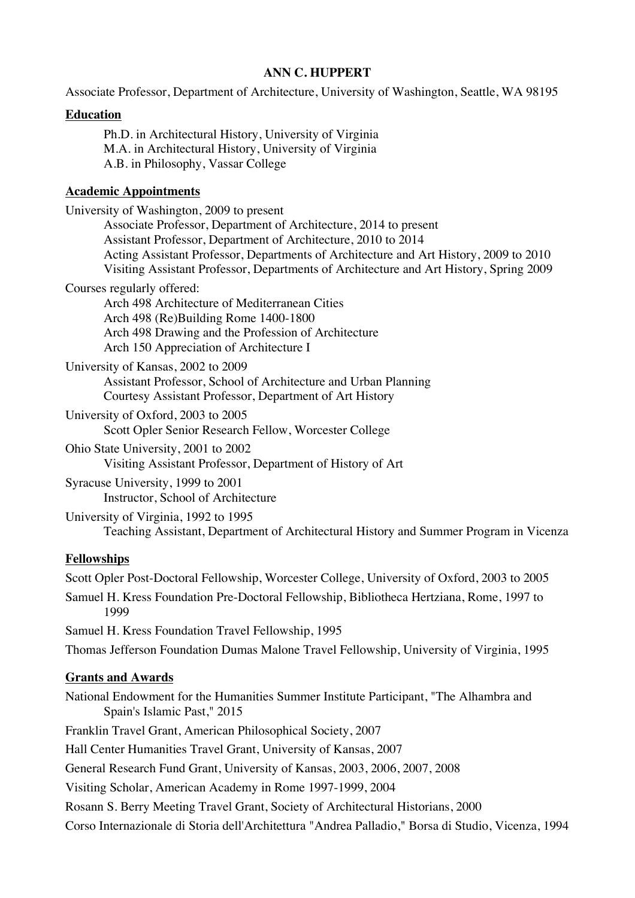# ANN C. HUPPERT

Associate Professor, Department of Architecture, University of Washington, Seattle, WA 98195

## Education

Ph.D. in Architectural History, University of Virginia
M.A. in Architectural History, University of Virginia
A.B. in Philosophy, Vassar College

## Academic Appointments

University of Washington, 2009 to present
- Associate Professor, Department of Architecture, 2014 to present
- Assistant Professor, Department of Architecture, 2010 to 2014
- Acting Assistant Professor, Departments of Architecture and Art History, 2009 to 2010
- Visiting Assistant Professor, Departments of Architecture and Art History, Spring 2009

Courses regularly offered:
- Arch 498 Architecture of Mediterranean Cities
- Arch 498 (Re)Building Rome 1400-1800
- Arch 498 Drawing and the Profession of Architecture
- Arch 150 Appreciation of Architecture I

University of Kansas, 2002 to 2009
- Assistant Professor, School of Architecture and Urban Planning
- Courtesy Assistant Professor, Department of Art History

University of Oxford, 2003 to 2005
- Scott Opler Senior Research Fellow, Worcester College

Ohio State University, 2001 to 2002
- Visiting Assistant Professor, Department of History of Art

Syracuse University, 1999 to 2001
- Instructor, School of Architecture

University of Virginia, 1992 to 1995
- Teaching Assistant, Department of Architectural History and Summer Program in Vicenza

## Fellowships

Scott Opler Post-Doctoral Fellowship, Worcester College, University of Oxford, 2003 to 2005

Samuel H. Kress Foundation Pre-Doctoral Fellowship, Bibliotheca Hertziana, Rome, 1997 to 1999

Samuel H. Kress Foundation Travel Fellowship, 1995

Thomas Jefferson Foundation Dumas Malone Travel Fellowship, University of Virginia, 1995

## Grants and Awards

National Endowment for the Humanities Summer Institute Participant, "The Alhambra and Spain's Islamic Past," 2015

Franklin Travel Grant, American Philosophical Society, 2007

Hall Center Humanities Travel Grant, University of Kansas, 2007

General Research Fund Grant, University of Kansas, 2003, 2006, 2007, 2008

Visiting Scholar, American Academy in Rome 1997-1999, 2004

Rosann S. Berry Meeting Travel Grant, Society of Architectural Historians, 2000

Corso Internazionale di Storia dell'Architettura "Andrea Palladio," Borsa di Studio, Vicenza, 1994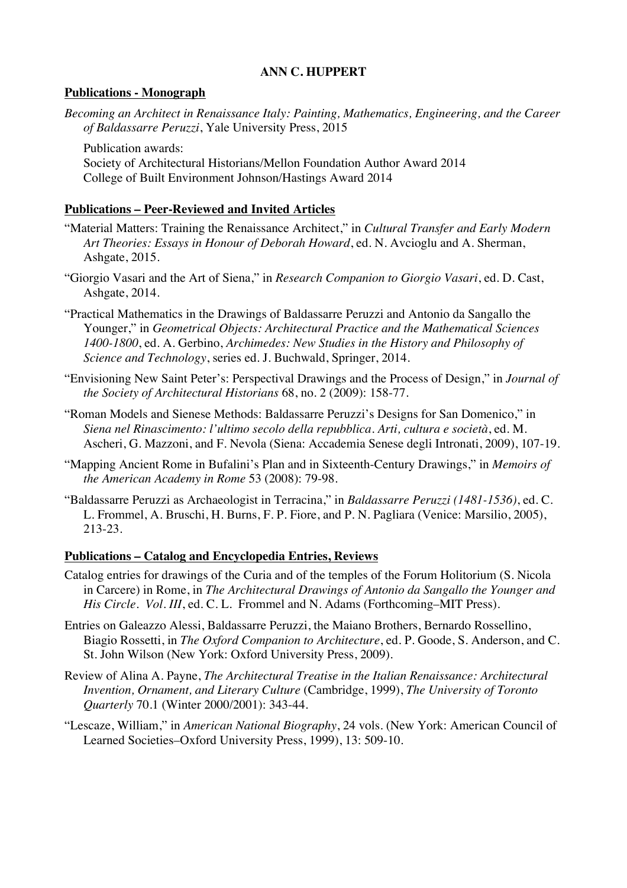**ANN C. HUPPERT**

## Publications - Monograph

*Becoming an Architect in Renaissance Italy: Painting, Mathematics, Engineering, and the Career of Baldassarre Peruzzi*, Yale University Press, 2015

Publication awards:
Society of Architectural Historians/Mellon Foundation Author Award 2014
College of Built Environment Johnson/Hastings Award 2014

## Publications – Peer-Reviewed and Invited Articles

"Material Matters: Training the Renaissance Architect," in *Cultural Transfer and Early Modern Art Theories: Essays in Honour of Deborah Howard*, ed. N. Avcioglu and A. Sherman, Ashgate, 2015.

"Giorgio Vasari and the Art of Siena," in *Research Companion to Giorgio Vasari*, ed. D. Cast, Ashgate, 2014.

"Practical Mathematics in the Drawings of Baldassarre Peruzzi and Antonio da Sangallo the Younger," in *Geometrical Objects: Architectural Practice and the Mathematical Sciences 1400-1800*, ed. A. Gerbino, *Archimedes: New Studies in the History and Philosophy of Science and Technology*, series ed. J. Buchwald, Springer, 2014.

"Envisioning New Saint Peter's: Perspectival Drawings and the Process of Design," in *Journal of the Society of Architectural Historians* 68, no. 2 (2009): 158-77.

"Roman Models and Sienese Methods: Baldassarre Peruzzi's Designs for San Domenico," in *Siena nel Rinascimento: l'ultimo secolo della repubblica. Arti, cultura e società*, ed. M. Ascheri, G. Mazzoni, and F. Nevola (Siena: Accademia Senese degli Intronati, 2009), 107-19.

"Mapping Ancient Rome in Bufalini's Plan and in Sixteenth-Century Drawings," in *Memoirs of the American Academy in Rome* 53 (2008): 79-98.

"Baldassarre Peruzzi as Archaeologist in Terracina," in *Baldassarre Peruzzi (1481-1536)*, ed. C. L. Frommel, A. Bruschi, H. Burns, F. P. Fiore, and P. N. Pagliara (Venice: Marsilio, 2005), 213-23.

## Publications – Catalog and Encyclopedia Entries, Reviews

Catalog entries for drawings of the Curia and of the temples of the Forum Holitorium (S. Nicola in Carcere) in Rome, in *The Architectural Drawings of Antonio da Sangallo the Younger and His Circle. Vol. III*, ed. C. L. Frommel and N. Adams (Forthcoming–MIT Press).

Entries on Galeazzo Alessi, Baldassarre Peruzzi, the Maiano Brothers, Bernardo Rossellino, Biagio Rossetti, in *The Oxford Companion to Architecture*, ed. P. Goode, S. Anderson, and C. St. John Wilson (New York: Oxford University Press, 2009).

Review of Alina A. Payne, *The Architectural Treatise in the Italian Renaissance: Architectural Invention, Ornament, and Literary Culture* (Cambridge, 1999), *The University of Toronto Quarterly* 70.1 (Winter 2000/2001): 343-44.

"Lescaze, William," in *American National Biography*, 24 vols. (New York: American Council of Learned Societies–Oxford University Press, 1999), 13: 509-10.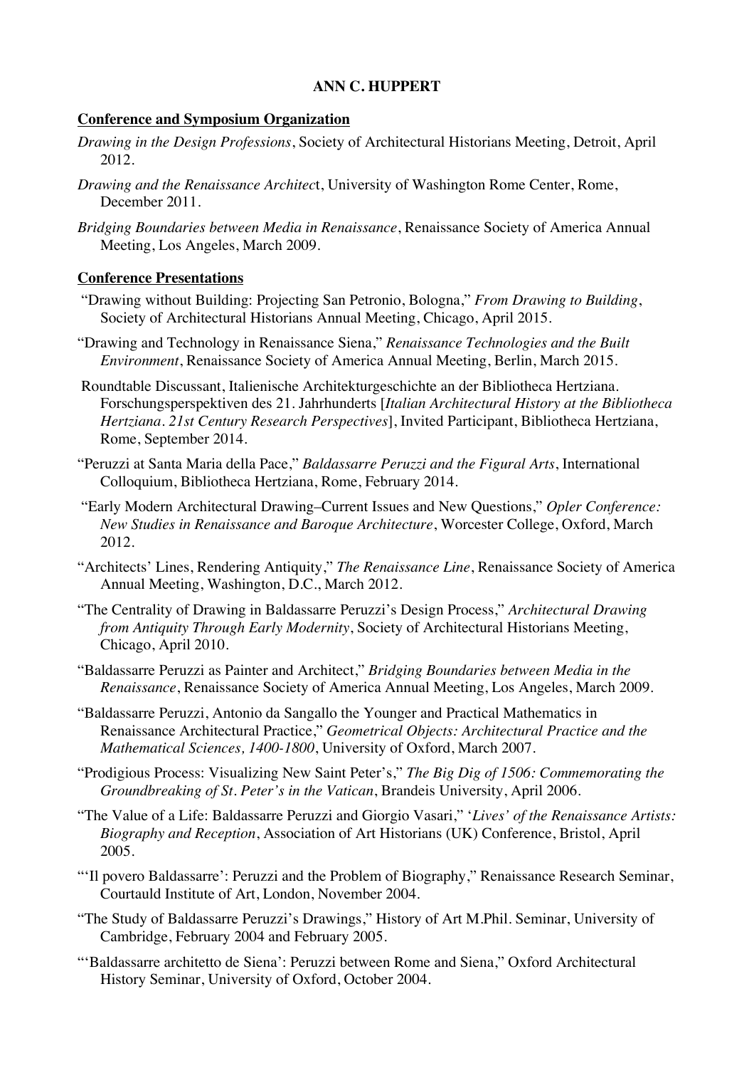**ANN C. HUPPERT**

## Conference and Symposium Organization

*Drawing in the Design Professions*, Society of Architectural Historians Meeting, Detroit, April 2012.

*Drawing and the Renaissance Architect*, University of Washington Rome Center, Rome, December 2011.

*Bridging Boundaries between Media in Renaissance*, Renaissance Society of America Annual Meeting, Los Angeles, March 2009.

## Conference Presentations

"Drawing without Building: Projecting San Petronio, Bologna," *From Drawing to Building*, Society of Architectural Historians Annual Meeting, Chicago, April 2015.

"Drawing and Technology in Renaissance Siena," *Renaissance Technologies and the Built Environment*, Renaissance Society of America Annual Meeting, Berlin, March 2015.

Roundtable Discussant, Italienische Architekturgeschichte an der Bibliotheca Hertziana. Forschungsperspektiven des 21. Jahrhunderts [*Italian Architectural History at the Bibliotheca Hertziana. 21st Century Research Perspectives*], Invited Participant, Bibliotheca Hertziana, Rome, September 2014.

"Peruzzi at Santa Maria della Pace," *Baldassarre Peruzzi and the Figural Arts*, International Colloquium, Bibliotheca Hertziana, Rome, February 2014.

"Early Modern Architectural Drawing–Current Issues and New Questions," *Opler Conference: New Studies in Renaissance and Baroque Architecture*, Worcester College, Oxford, March 2012.

"Architects' Lines, Rendering Antiquity," *The Renaissance Line*, Renaissance Society of America Annual Meeting, Washington, D.C., March 2012.

"The Centrality of Drawing in Baldassarre Peruzzi's Design Process," *Architectural Drawing from Antiquity Through Early Modernity*, Society of Architectural Historians Meeting, Chicago, April 2010.

"Baldassarre Peruzzi as Painter and Architect," *Bridging Boundaries between Media in the Renaissance*, Renaissance Society of America Annual Meeting, Los Angeles, March 2009.

"Baldassarre Peruzzi, Antonio da Sangallo the Younger and Practical Mathematics in Renaissance Architectural Practice," *Geometrical Objects: Architectural Practice and the Mathematical Sciences, 1400-1800*, University of Oxford, March 2007.

"Prodigious Process: Visualizing New Saint Peter's," *The Big Dig of 1506: Commemorating the Groundbreaking of St. Peter's in the Vatican*, Brandeis University, April 2006.

"The Value of a Life: Baldassarre Peruzzi and Giorgio Vasari," '*Lives' of the Renaissance Artists: Biography and Reception*, Association of Art Historians (UK) Conference, Bristol, April 2005.

"'Il povero Baldassarre': Peruzzi and the Problem of Biography," Renaissance Research Seminar, Courtauld Institute of Art, London, November 2004.

"The Study of Baldassarre Peruzzi's Drawings," History of Art M.Phil. Seminar, University of Cambridge, February 2004 and February 2005.

"'Baldassarre architetto de Siena': Peruzzi between Rome and Siena," Oxford Architectural History Seminar, University of Oxford, October 2004.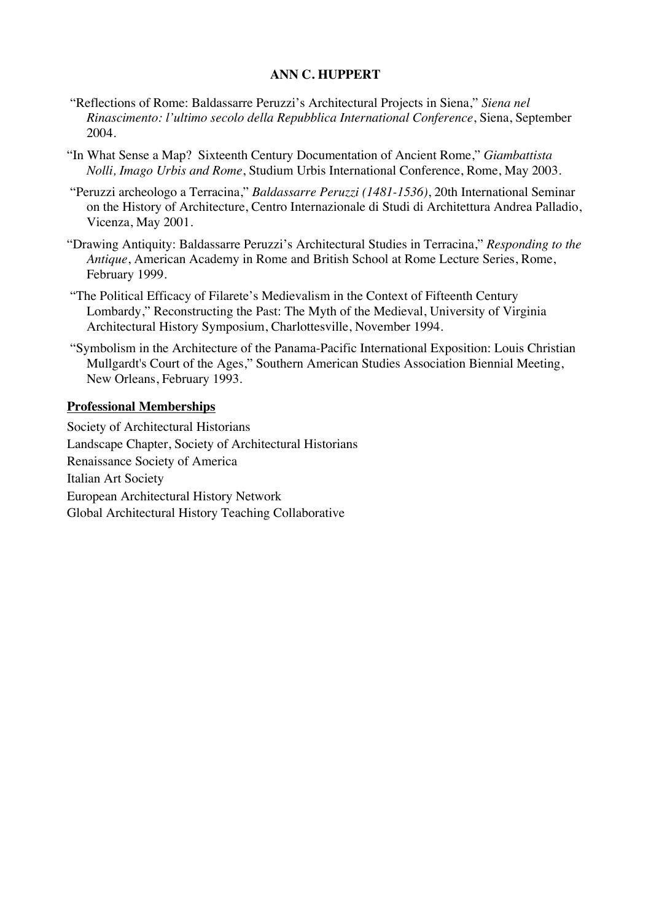"Reflections of Rome: Baldassarre Peruzzi's Architectural Projects in Siena," *Siena nel Rinascimento: l'ultimo secolo della Repubblica International Conference*, Siena, September 2004.

"In What Sense a Map? Sixteenth Century Documentation of Ancient Rome," *Giambattista Nolli, Imago Urbis and Rome*, Studium Urbis International Conference, Rome, May 2003.

"Peruzzi archeologo a Terracina," *Baldassarre Peruzzi (1481-1536)*, 20th International Seminar on the History of Architecture, Centro Internazionale di Studi di Architettura Andrea Palladio, Vicenza, May 2001.

"Drawing Antiquity: Baldassarre Peruzzi's Architectural Studies in Terracina," *Responding to the Antique*, American Academy in Rome and British School at Rome Lecture Series, Rome, February 1999.

"The Political Efficacy of Filarete's Medievalism in the Context of Fifteenth Century Lombardy," Reconstructing the Past: The Myth of the Medieval, University of Virginia Architectural History Symposium, Charlottesville, November 1994.

"Symbolism in the Architecture of the Panama-Pacific International Exposition: Louis Christian Mullgardt's Court of the Ages," Southern American Studies Association Biennial Meeting, New Orleans, February 1993.

## Professional Memberships

Society of Architectural Historians
Landscape Chapter, Society of Architectural Historians
Renaissance Society of America
Italian Art Society
European Architectural History Network
Global Architectural History Teaching Collaborative